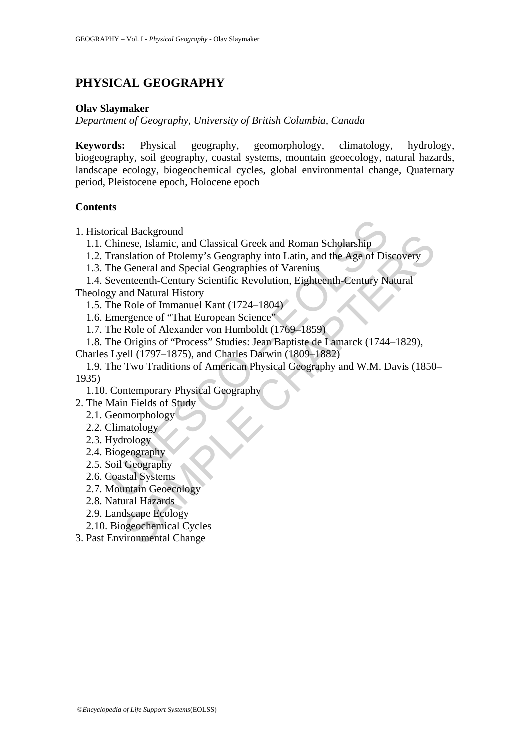# PHYSICAL GEOGRAPHY

**Olav Slaymaker**
*Department of Geography, University of British Columbia, Canada*

**Keywords:** Physical geography, geomorphology, climatology, hydrology, biogeography, soil geography, coastal systems, mountain geoecology, natural hazards, landscape ecology, biogeochemical cycles, global environmental change, Quaternary period, Pleistocene epoch, Holocene epoch

**Contents**

1. Historical Background
   1.1. Chinese, Islamic, and Classical Greek and Roman Scholarship
   1.2. Translation of Ptolemy's Geography into Latin, and the Age of Discovery
   1.3. The General and Special Geographies of Varenius
   1.4. Seventeenth-Century Scientific Revolution, Eighteenth-Century Natural Theology and Natural History
   1.5. The Role of Immanuel Kant (1724–1804)
   1.6. Emergence of "That European Science"
   1.7. The Role of Alexander von Humboldt (1769–1859)
   1.8. The Origins of "Process" Studies: Jean Baptiste de Lamarck (1744–1829), Charles Lyell (1797–1875), and Charles Darwin (1809–1882)
   1.9. The Two Traditions of American Physical Geography and W.M. Davis (1850–1935)
   1.10. Contemporary Physical Geography
2. The Main Fields of Study
   2.1. Geomorphology
   2.2. Climatology
   2.3. Hydrology
   2.4. Biogeography
   2.5. Soil Geography
   2.6. Coastal Systems
   2.7. Mountain Geoecology
   2.8. Natural Hazards
   2.9. Landscape Ecology
   2.10. Biogeochemical Cycles
3. Past Environmental Change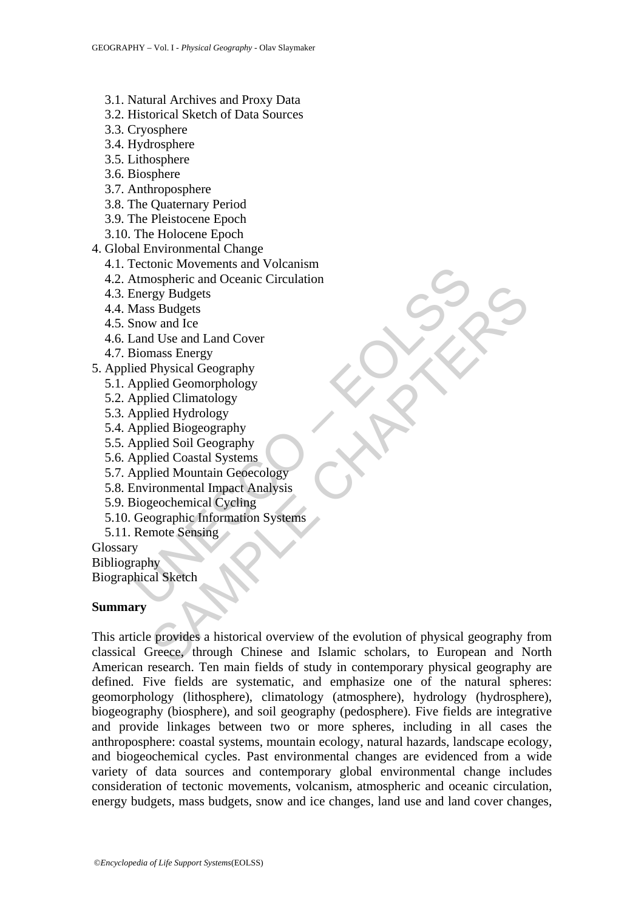- 3.1. Natural Archives and Proxy Data
- 3.2. Historical Sketch of Data Sources
- 3.3. Cryosphere
- 3.4. Hydrosphere
- 3.5. Lithosphere
- 3.6. Biosphere
- 3.7. Anthroposphere
- 3.8. The Quaternary Period
- 3.9. The Pleistocene Epoch
- 3.10. The Holocene Epoch

4. Global Environmental Change
   - 4.1. Tectonic Movements and Volcanism
   - 4.2. Atmospheric and Oceanic Circulation
   - 4.3. Energy Budgets
   - 4.4. Mass Budgets
   - 4.5. Snow and Ice
   - 4.6. Land Use and Land Cover
   - 4.7. Biomass Energy
5. Applied Physical Geography
   - 5.1. Applied Geomorphology
   - 5.2. Applied Climatology
   - 5.3. Applied Hydrology
   - 5.4. Applied Biogeography
   - 5.5. Applied Soil Geography
   - 5.6. Applied Coastal Systems
   - 5.7. Applied Mountain Geoecology
   - 5.8. Environmental Impact Analysis
   - 5.9. Biogeochemical Cycling
   - 5.10. Geographic Information Systems
   - 5.11. Remote Sensing

Glossary
Bibliography
Biographical Sketch

## Summary

This article provides a historical overview of the evolution of physical geography from classical Greece, through Chinese and Islamic scholars, to European and North American research. Ten main fields of study in contemporary physical geography are defined. Five fields are systematic, and emphasize one of the natural spheres: geomorphology (lithosphere), climatology (atmosphere), hydrology (hydrosphere), biogeography (biosphere), and soil geography (pedosphere). Five fields are integrative and provide linkages between two or more spheres, including in all cases the anthroposphere: coastal systems, mountain ecology, natural hazards, landscape ecology, and biogeochemical cycles. Past environmental changes are evidenced from a wide variety of data sources and contemporary global environmental change includes consideration of tectonic movements, volcanism, atmospheric and oceanic circulation, energy budgets, mass budgets, snow and ice changes, land use and land cover changes,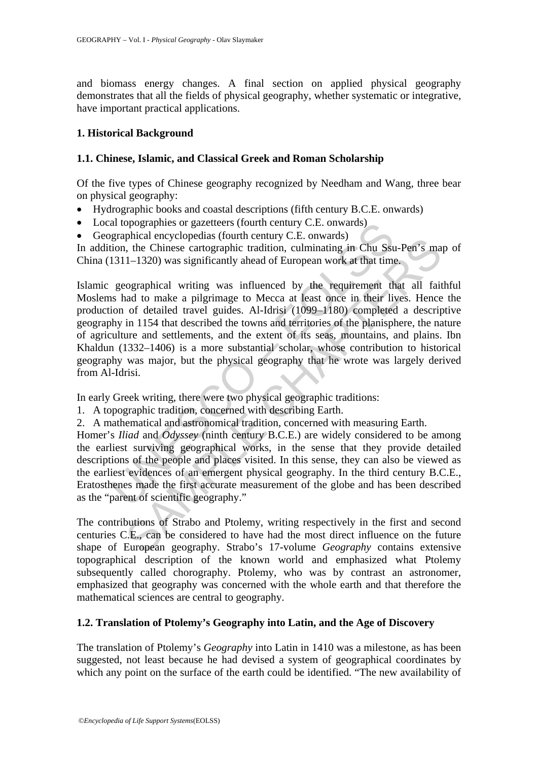and biomass energy changes. A final section on applied physical geography demonstrates that all the fields of physical geography, whether systematic or integrative, have important practical applications.

## 1. Historical Background

### 1.1. Chinese, Islamic, and Classical Greek and Roman Scholarship

Of the five types of Chinese geography recognized by Needham and Wang, three bear on physical geography:

- Hydrographic books and coastal descriptions (fifth century B.C.E. onwards)
- Local topographies or gazetteers (fourth century C.E. onwards)
- Geographical encyclopedias (fourth century C.E. onwards)

In addition, the Chinese cartographic tradition, culminating in Chu Ssu-Pen's map of China (1311–1320) was significantly ahead of European work at that time.

Islamic geographical writing was influenced by the requirement that all faithful Moslems had to make a pilgrimage to Mecca at least once in their lives. Hence the production of detailed travel guides. Al-Idrisi (1099–1180) completed a descriptive geography in 1154 that described the towns and territories of the planisphere, the nature of agriculture and settlements, and the extent of its seas, mountains, and plains. Ibn Khaldun (1332–1406) is a more substantial scholar, whose contribution to historical geography was major, but the physical geography that he wrote was largely derived from Al-Idrisi.

In early Greek writing, there were two physical geographic traditions:

1. A topographic tradition, concerned with describing Earth.
2. A mathematical and astronomical tradition, concerned with measuring Earth.

Homer's *Iliad* and *Odyssey* (ninth century B.C.E.) are widely considered to be among the earliest surviving geographical works, in the sense that they provide detailed descriptions of the people and places visited. In this sense, they can also be viewed as the earliest evidences of an emergent physical geography. In the third century B.C.E., Eratosthenes made the first accurate measurement of the globe and has been described as the "parent of scientific geography."

The contributions of Strabo and Ptolemy, writing respectively in the first and second centuries C.E., can be considered to have had the most direct influence on the future shape of European geography. Strabo's 17-volume *Geography* contains extensive topographical description of the known world and emphasized what Ptolemy subsequently called chorography. Ptolemy, who was by contrast an astronomer, emphasized that geography was concerned with the whole earth and that therefore the mathematical sciences are central to geography.

### 1.2. Translation of Ptolemy's Geography into Latin, and the Age of Discovery

The translation of Ptolemy's *Geography* into Latin in 1410 was a milestone, as has been suggested, not least because he had devised a system of geographical coordinates by which any point on the surface of the earth could be identified. "The new availability of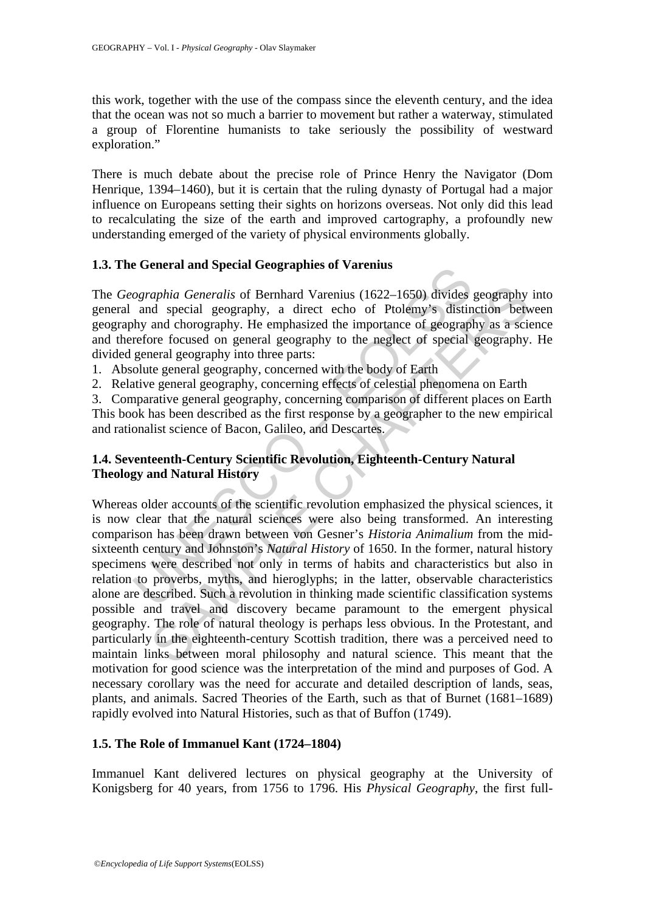this work, together with the use of the compass since the eleventh century, and the idea that the ocean was not so much a barrier to movement but rather a waterway, stimulated a group of Florentine humanists to take seriously the possibility of westward exploration."

There is much debate about the precise role of Prince Henry the Navigator (Dom Henrique, 1394–1460), but it is certain that the ruling dynasty of Portugal had a major influence on Europeans setting their sights on horizons overseas. Not only did this lead to recalculating the size of the earth and improved cartography, a profoundly new understanding emerged of the variety of physical environments globally.

### 1.3. The General and Special Geographies of Varenius

The *Geographia Generalis* of Bernhard Varenius (1622–1650) divides geography into general and special geography, a direct echo of Ptolemy's distinction between geography and chorography. He emphasized the importance of geography as a science and therefore focused on general geography to the neglect of special geography. He divided general geography into three parts:

1. Absolute general geography, concerned with the body of Earth
2. Relative general geography, concerning effects of celestial phenomena on Earth
3. Comparative general geography, concerning comparison of different places on Earth

This book has been described as the first response by a geographer to the new empirical and rationalist science of Bacon, Galileo, and Descartes.

### 1.4. Seventeenth-Century Scientific Revolution, Eighteenth-Century Natural Theology and Natural History

Whereas older accounts of the scientific revolution emphasized the physical sciences, it is now clear that the natural sciences were also being transformed. An interesting comparison has been drawn between von Gesner's *Historia Animalium* from the mid-sixteenth century and Johnston's *Natural History* of 1650. In the former, natural history specimens were described not only in terms of habits and characteristics but also in relation to proverbs, myths, and hieroglyphs; in the latter, observable characteristics alone are described. Such a revolution in thinking made scientific classification systems possible and travel and discovery became paramount to the emergent physical geography. The role of natural theology is perhaps less obvious. In the Protestant, and particularly in the eighteenth-century Scottish tradition, there was a perceived need to maintain links between moral philosophy and natural science. This meant that the motivation for good science was the interpretation of the mind and purposes of God. A necessary corollary was the need for accurate and detailed description of lands, seas, plants, and animals. Sacred Theories of the Earth, such as that of Burnet (1681–1689) rapidly evolved into Natural Histories, such as that of Buffon (1749).

### 1.5. The Role of Immanuel Kant (1724–1804)

Immanuel Kant delivered lectures on physical geography at the University of Konigsberg for 40 years, from 1756 to 1796. His *Physical Geography*, the first full-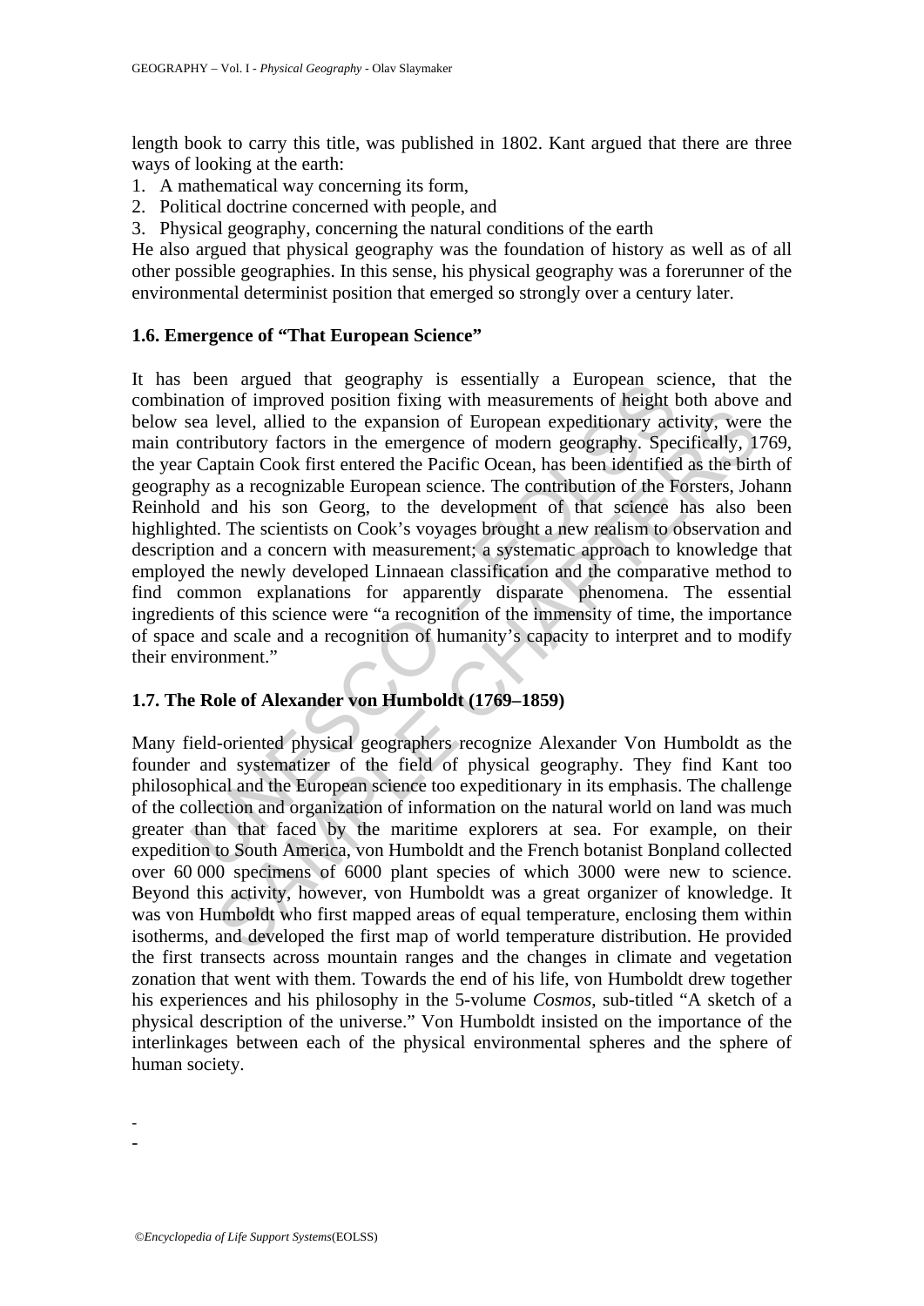length book to carry this title, was published in 1802. Kant argued that there are three ways of looking at the earth:

1. A mathematical way concerning its form,
2. Political doctrine concerned with people, and
3. Physical geography, concerning the natural conditions of the earth

He also argued that physical geography was the foundation of history as well as of all other possible geographies. In this sense, his physical geography was a forerunner of the environmental determinist position that emerged so strongly over a century later.

### 1.6. Emergence of "That European Science"

It has been argued that geography is essentially a European science, that the combination of improved position fixing with measurements of height both above and below sea level, allied to the expansion of European expeditionary activity, were the main contributory factors in the emergence of modern geography. Specifically, 1769, the year Captain Cook first entered the Pacific Ocean, has been identified as the birth of geography as a recognizable European science. The contribution of the Forsters, Johann Reinhold and his son Georg, to the development of that science has also been highlighted. The scientists on Cook's voyages brought a new realism to observation and description and a concern with measurement; a systematic approach to knowledge that employed the newly developed Linnaean classification and the comparative method to find common explanations for apparently disparate phenomena. The essential ingredients of this science were "a recognition of the immensity of time, the importance of space and scale and a recognition of humanity's capacity to interpret and to modify their environment."

### 1.7. The Role of Alexander von Humboldt (1769–1859)

Many field-oriented physical geographers recognize Alexander Von Humboldt as the founder and systematizer of the field of physical geography. They find Kant too philosophical and the European science too expeditionary in its emphasis. The challenge of the collection and organization of information on the natural world on land was much greater than that faced by the maritime explorers at sea. For example, on their expedition to South America, von Humboldt and the French botanist Bonpland collected over 60 000 specimens of 6000 plant species of which 3000 were new to science. Beyond this activity, however, von Humboldt was a great organizer of knowledge. It was von Humboldt who first mapped areas of equal temperature, enclosing them within isotherms, and developed the first map of world temperature distribution. He provided the first transects across mountain ranges and the changes in climate and vegetation zonation that went with them. Towards the end of his life, von Humboldt drew together his experiences and his philosophy in the 5-volume *Cosmos*, sub-titled "A sketch of a physical description of the universe." Von Humboldt insisted on the importance of the interlinkages between each of the physical environmental spheres and the sphere of human society.

-
-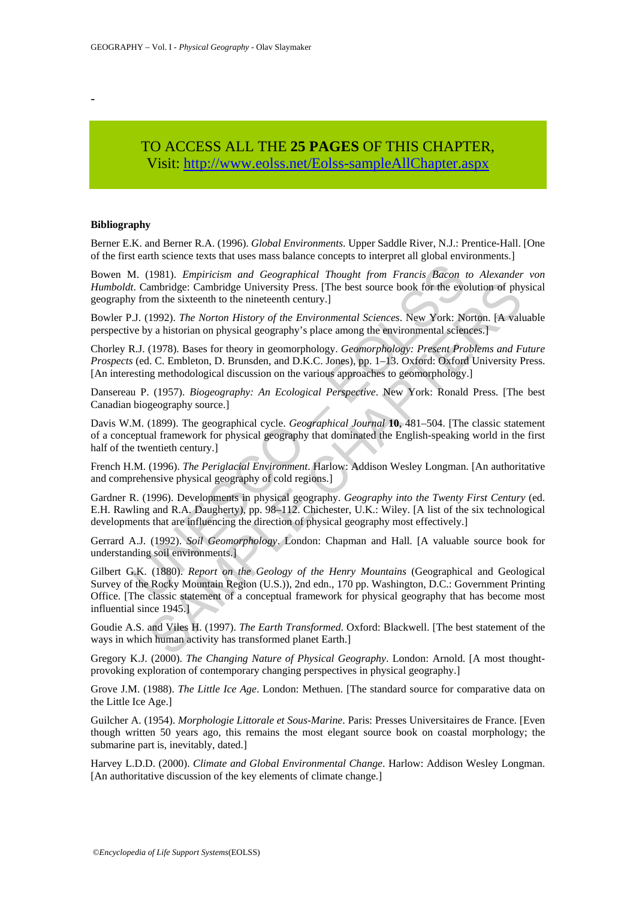TO ACCESS ALL THE **25 PAGES** OF THIS CHAPTER,
Visit: http://www.eolss.net/Eolss-sampleAllChapter.aspx

### Bibliography

Berner E.K. and Berner R.A. (1996). *Global Environments*. Upper Saddle River, N.J.: Prentice-Hall. [One of the first earth science texts that uses mass balance concepts to interpret all global environments.]

Bowen M. (1981). *Empiricism and Geographical Thought from Francis Bacon to Alexander von Humboldt*. Cambridge: Cambridge University Press. [The best source book for the evolution of physical geography from the sixteenth to the nineteenth century.]

Bowler P.J. (1992). *The Norton History of the Environmental Sciences*. New York: Norton. [A valuable perspective by a historian on physical geography's place among the environmental sciences.]

Chorley R.J. (1978). Bases for theory in geomorphology. *Geomorphology: Present Problems and Future Prospects* (ed. C. Embleton, D. Brunsden, and D.K.C. Jones), pp. 1–13. Oxford: Oxford University Press. [An interesting methodological discussion on the various approaches to geomorphology.]

Dansereau P. (1957). *Biogeography: An Ecological Perspective*. New York: Ronald Press. [The best Canadian biogeography source.]

Davis W.M. (1899). The geographical cycle. *Geographical Journal* **10**, 481–504. [The classic statement of a conceptual framework for physical geography that dominated the English-speaking world in the first half of the twentieth century.]

French H.M. (1996). *The Periglacial Environment*. Harlow: Addison Wesley Longman. [An authoritative and comprehensive physical geography of cold regions.]

Gardner R. (1996). Developments in physical geography. *Geography into the Twenty First Century* (ed. E.H. Rawling and R.A. Daugherty), pp. 98–112. Chichester, U.K.: Wiley. [A list of the six technological developments that are influencing the direction of physical geography most effectively.]

Gerrard A.J. (1992). *Soil Geomorphology*. London: Chapman and Hall. [A valuable source book for understanding soil environments.]

Gilbert G.K. (1880). *Report on the Geology of the Henry Mountains* (Geographical and Geological Survey of the Rocky Mountain Region (U.S.)), 2nd edn., 170 pp. Washington, D.C.: Government Printing Office. [The classic statement of a conceptual framework for physical geography that has become most influential since 1945.]

Goudie A.S. and Viles H. (1997). *The Earth Transformed*. Oxford: Blackwell. [The best statement of the ways in which human activity has transformed planet Earth.]

Gregory K.J. (2000). *The Changing Nature of Physical Geography*. London: Arnold. [A most thought-provoking exploration of contemporary changing perspectives in physical geography.]

Grove J.M. (1988). *The Little Ice Age*. London: Methuen. [The standard source for comparative data on the Little Ice Age.]

Guilcher A. (1954). *Morphologie Littorale et Sous-Marine*. Paris: Presses Universitaires de France. [Even though written 50 years ago, this remains the most elegant source book on coastal morphology; the submarine part is, inevitably, dated.]

Harvey L.D.D. (2000). *Climate and Global Environmental Change*. Harlow: Addison Wesley Longman. [An authoritative discussion of the key elements of climate change.]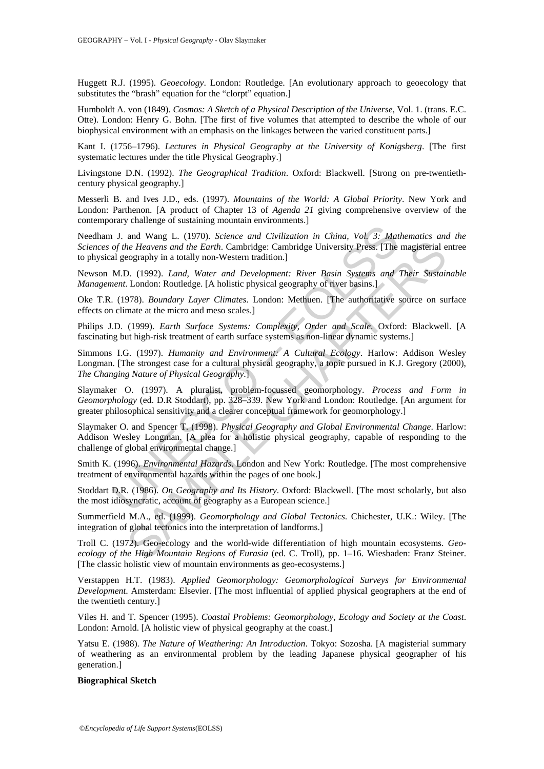Huggett R.J. (1995). *Geoecology*. London: Routledge. [An evolutionary approach to geoecology that substitutes the "brash" equation for the "clorpt" equation.]

Humboldt A. von (1849). *Cosmos: A Sketch of a Physical Description of the Universe*, Vol. 1. (trans. E.C. Otte). London: Henry G. Bohn. [The first of five volumes that attempted to describe the whole of our biophysical environment with an emphasis on the linkages between the varied constituent parts.]

Kant I. (1756–1796). *Lectures in Physical Geography at the University of Konigsberg*. [The first systematic lectures under the title Physical Geography.]

Livingstone D.N. (1992). *The Geographical Tradition*. Oxford: Blackwell. [Strong on pre-twentieth-century physical geography.]

Messerli B. and Ives J.D., eds. (1997). *Mountains of the World: A Global Priority*. New York and London: Parthenon. [A product of Chapter 13 of *Agenda 21* giving comprehensive overview of the contemporary challenge of sustaining mountain environments.]

Needham J. and Wang L. (1970). *Science and Civilization in China, Vol. 3: Mathematics and the Sciences of the Heavens and the Earth*. Cambridge: Cambridge University Press. [The magisterial entree to physical geography in a totally non-Western tradition.]

Newson M.D. (1992). *Land, Water and Development: River Basin Systems and Their Sustainable Management*. London: Routledge. [A holistic physical geography of river basins.]

Oke T.R. (1978). *Boundary Layer Climates*. London: Methuen. [The authoritative source on surface effects on climate at the micro and meso scales.]

Philips J.D. (1999). *Earth Surface Systems: Complexity, Order and Scale*. Oxford: Blackwell. [A fascinating but high-risk treatment of earth surface systems as non-linear dynamic systems.]

Simmons I.G. (1997). *Humanity and Environment: A Cultural Ecology*. Harlow: Addison Wesley Longman. [The strongest case for a cultural physical geography, a topic pursued in K.J. Gregory (2000), *The Changing Nature of Physical Geography*.]

Slaymaker O. (1997). A pluralist, problem-focussed geomorphology. *Process and Form in Geomorphology* (ed. D.R Stoddart), pp. 328–339. New York and London: Routledge. [An argument for greater philosophical sensitivity and a clearer conceptual framework for geomorphology.]

Slaymaker O. and Spencer T. (1998). *Physical Geography and Global Environmental Change*. Harlow: Addison Wesley Longman. [A plea for a holistic physical geography, capable of responding to the challenge of global environmental change.]

Smith K. (1996). *Environmental Hazards*. London and New York: Routledge. [The most comprehensive treatment of environmental hazards within the pages of one book.]

Stoddart D.R. (1986). *On Geography and Its History*. Oxford: Blackwell. [The most scholarly, but also the most idiosyncratic, account of geography as a European science.]

Summerfield M.A., ed. (1999). *Geomorphology and Global Tectonics*. Chichester, U.K.: Wiley. [The integration of global tectonics into the interpretation of landforms.]

Troll C. (1972). Geo-ecology and the world-wide differentiation of high mountain ecosystems. *Geo-ecology of the High Mountain Regions of Eurasia* (ed. C. Troll), pp. 1–16. Wiesbaden: Franz Steiner. [The classic holistic view of mountain environments as geo-ecosystems.]

Verstappen H.T. (1983). *Applied Geomorphology: Geomorphological Surveys for Environmental Development*. Amsterdam: Elsevier. [The most influential of applied physical geographers at the end of the twentieth century.]

Viles H. and T. Spencer (1995). *Coastal Problems: Geomorphology, Ecology and Society at the Coast*. London: Arnold. [A holistic view of physical geography at the coast.]

Yatsu E. (1988). *The Nature of Weathering: An Introduction*. Tokyo: Sozosha. [A magisterial summary of weathering as an environmental problem by the leading Japanese physical geographer of his generation.]

**Biographical Sketch**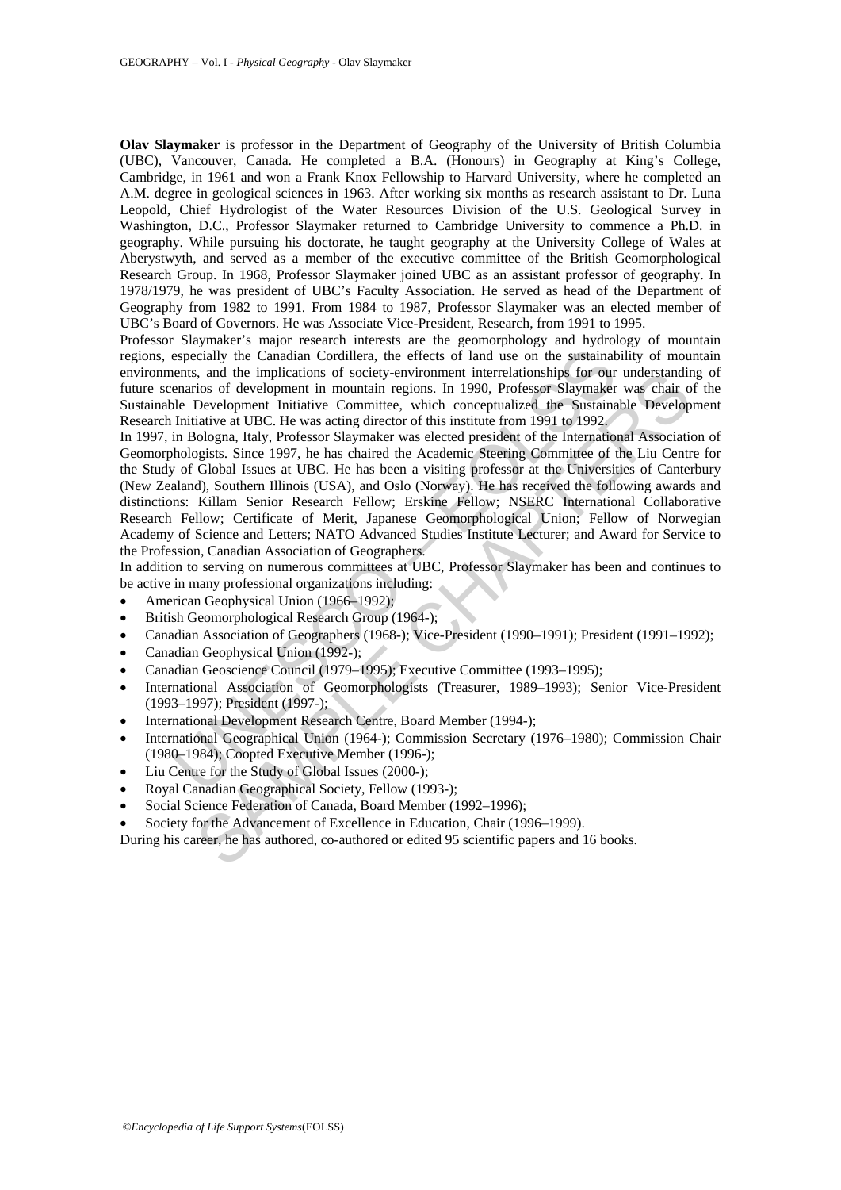**Olav Slaymaker** is professor in the Department of Geography of the University of British Columbia (UBC), Vancouver, Canada. He completed a B.A. (Honours) in Geography at King's College, Cambridge, in 1961 and won a Frank Knox Fellowship to Harvard University, where he completed an A.M. degree in geological sciences in 1963. After working six months as research assistant to Dr. Luna Leopold, Chief Hydrologist of the Water Resources Division of the U.S. Geological Survey in Washington, D.C., Professor Slaymaker returned to Cambridge University to commence a Ph.D. in geography. While pursuing his doctorate, he taught geography at the University College of Wales at Aberystwyth, and served as a member of the executive committee of the British Geomorphological Research Group. In 1968, Professor Slaymaker joined UBC as an assistant professor of geography. In 1978/1979, he was president of UBC's Faculty Association. He served as head of the Department of Geography from 1982 to 1991. From 1984 to 1987, Professor Slaymaker was an elected member of UBC's Board of Governors. He was Associate Vice-President, Research, from 1991 to 1995.

Professor Slaymaker's major research interests are the geomorphology and hydrology of mountain regions, especially the Canadian Cordillera, the effects of land use on the sustainability of mountain environments, and the implications of society-environment interrelationships for our understanding of future scenarios of development in mountain regions. In 1990, Professor Slaymaker was chair of the Sustainable Development Initiative Committee, which conceptualized the Sustainable Development Research Initiative at UBC. He was acting director of this institute from 1991 to 1992.

In 1997, in Bologna, Italy, Professor Slaymaker was elected president of the International Association of Geomorphologists. Since 1997, he has chaired the Academic Steering Committee of the Liu Centre for the Study of Global Issues at UBC. He has been a visiting professor at the Universities of Canterbury (New Zealand), Southern Illinois (USA), and Oslo (Norway). He has received the following awards and distinctions: Killam Senior Research Fellow; Erskine Fellow; NSERC International Collaborative Research Fellow; Certificate of Merit, Japanese Geomorphological Union; Fellow of Norwegian Academy of Science and Letters; NATO Advanced Studies Institute Lecturer; and Award for Service to the Profession, Canadian Association of Geographers.

In addition to serving on numerous committees at UBC, Professor Slaymaker has been and continues to be active in many professional organizations including:

- American Geophysical Union (1966–1992);
- British Geomorphological Research Group (1964-);
- Canadian Association of Geographers (1968-); Vice-President (1990–1991); President (1991–1992);
- Canadian Geophysical Union (1992-);
- Canadian Geoscience Council (1979–1995); Executive Committee (1993–1995);
- International Association of Geomorphologists (Treasurer, 1989–1993); Senior Vice-President (1993–1997); President (1997-);
- International Development Research Centre, Board Member (1994-);
- International Geographical Union (1964-); Commission Secretary (1976–1980); Commission Chair (1980–1984); Coopted Executive Member (1996-);
- Liu Centre for the Study of Global Issues (2000-);
- Royal Canadian Geographical Society, Fellow (1993-);
- Social Science Federation of Canada, Board Member (1992–1996);
- Society for the Advancement of Excellence in Education, Chair (1996–1999).

During his career, he has authored, co-authored or edited 95 scientific papers and 16 books.